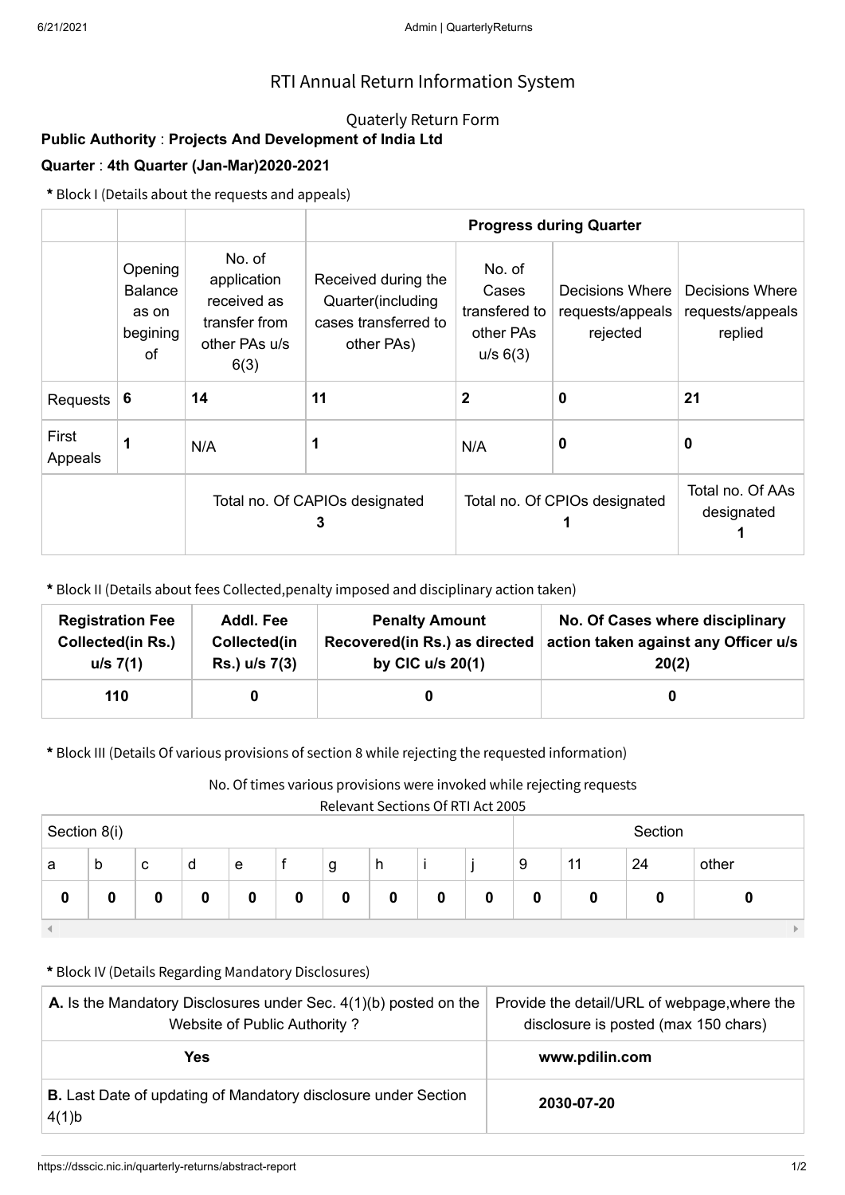# RTI Annual Return Information System

## Quaterly Return Form

**Public Authority** : **Projects And Development of India Ltd**

**Quarter** : **4th Quarter (Jan-Mar)2020-2021**

**\*** Block I (Details about the requests and appeals)

| | | | Progress during Quarter | | | |
|---|---|---|---|---|---|---|
| | Opening Balance as on begining of | No. of application received as transfer from other PAs u/s 6(3) | Received during the Quarter(including cases transferred to other PAs) | No. of Cases transfered to other PAs u/s 6(3) | Decisions Where requests/appeals rejected | Decisions Where requests/appeals replied |
| Requests | **6** | **14** | **11** | **2** | **0** | **21** |
| First Appeals | **1** | N/A | **1** | N/A | **0** | **0** |
| | | Total no. Of CAPIOs designated **3** | | Total no. Of CPIOs designated **1** | | Total no. Of AAs designated **1** |

**\*** Block II (Details about fees Collected,penalty imposed and disciplinary action taken)

| Registration Fee Collected(in Rs.) u/s 7(1) | Addl. Fee Collected(in Rs.) u/s 7(3) | Penalty Amount Recovered(in Rs.) as directed by CIC u/s 20(1) | No. Of Cases where disciplinary action taken against any Officer u/s 20(2) |
|---|---|---|---|
| **110** | **0** | **0** | **0** |

**\*** Block III (Details Of various provisions of section 8 while rejecting the requested information)

No. Of times various provisions were invoked while rejecting requests

Relevant Sections Of RTI Act 2005

| Section 8(i) | | | | | | | | | | Section | | | |
|---|---|---|---|---|---|---|---|---|---|---|---|---|---|
| a | b | c | d | e | f | g | h | i | j | 9 | 11 | 24 | other |
| **0** | **0** | **0** | **0** | **0** | **0** | **0** | **0** | **0** | **0** | **0** | **0** | **0** | **0** |

**\*** Block IV (Details Regarding Mandatory Disclosures)

| **A.** Is the Mandatory Disclosures under Sec. 4(1)(b) posted on the Website of Public Authority ? | Provide the detail/URL of webpage,where the disclosure is posted (max 150 chars) |
|---|---|
| **Yes** | **www.pdilin.com** |
| **B.** Last Date of updating of Mandatory disclosure under Section 4(1)b | **2030-07-20** |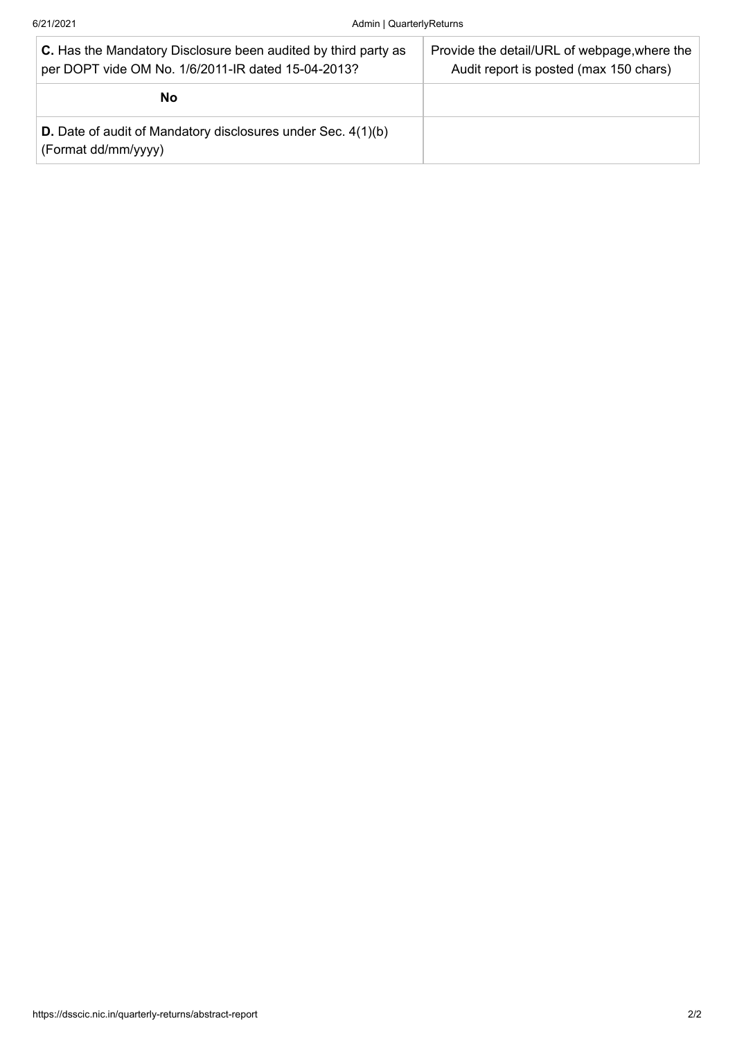| | |
|---|---|
| **C.** Has the Mandatory Disclosure been audited by third party as per DOPT vide OM No. 1/6/2011-IR dated 15-04-2013? | Provide the detail/URL of webpage,where the Audit report is posted (max 150 chars) |
| **No** | |
| **D.** Date of audit of Mandatory disclosures under Sec. 4(1)(b) (Format dd/mm/yyyy) | |